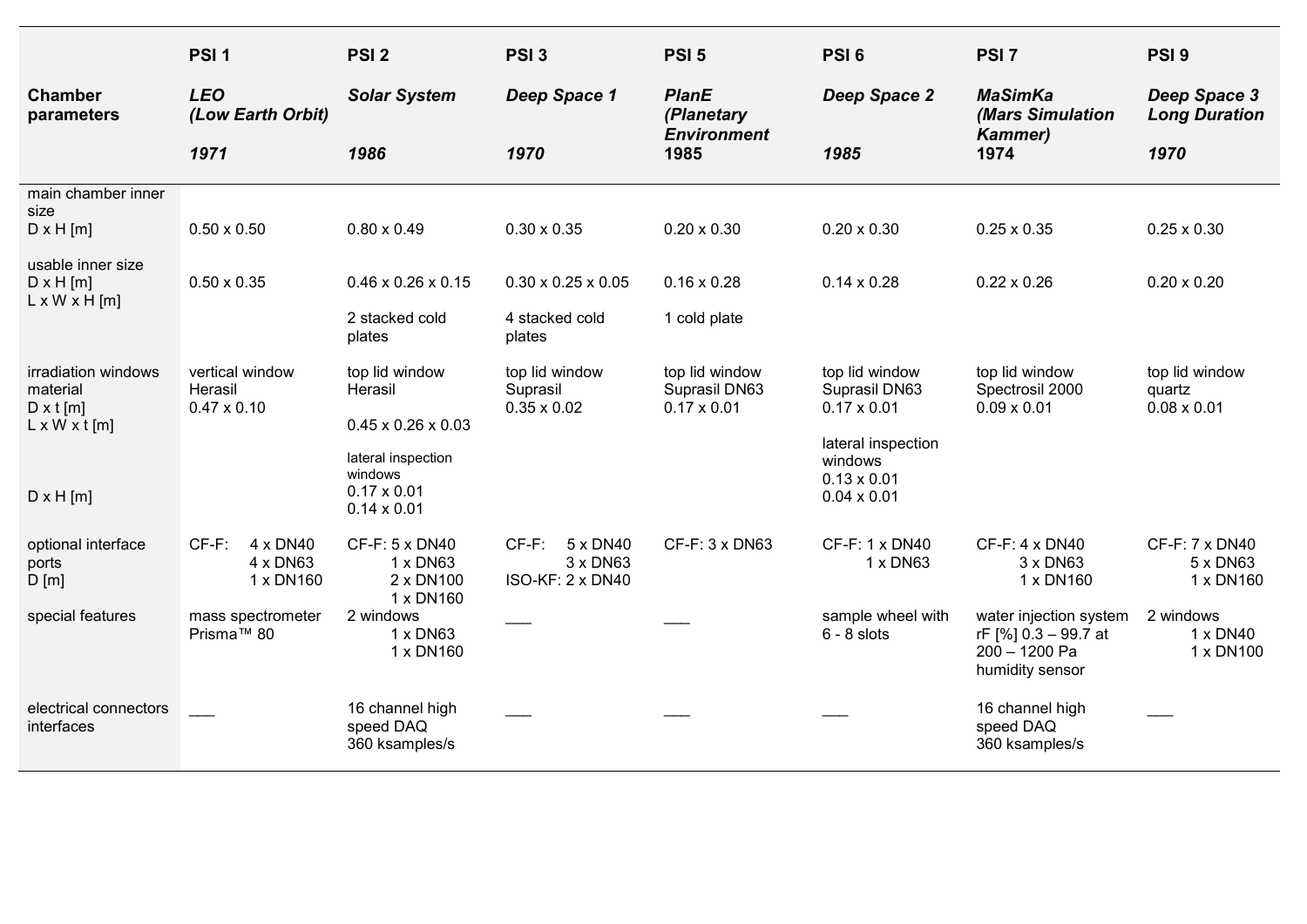| Chamber parameters | PSI 1<br>*LEO (Low Earth Orbit)*<br>*1971* | PSI 2<br>*Solar System*<br>*1986* | PSI 3<br>*Deep Space 1*<br>*1970* | PSI 5<br>*PlanE (Planetary Environment*<br>1985 | PSI 6<br>*Deep Space 2*<br>*1985* | PSI 7<br>*MaSimKa (Mars Simulation Kammer)*<br>1974 | PSI 9<br>*Deep Space 3 Long Duration*<br>*1970* |
|---|---|---|---|---|---|---|---|
| main chamber inner size<br>D x H [m] | 0.50 x 0.50 | 0.80 x 0.49 | 0.30 x 0.35 | 0.20 x 0.30 | 0.20 x 0.30 | 0.25 x 0.35 | 0.25 x 0.30 |
| usable inner size<br>D x H [m]<br>L x W x H [m] | 0.50 x 0.35 | 0.46 x 0.26 x 0.15<br>2 stacked cold plates | 0.30 x 0.25 x 0.05<br>4 stacked cold plates | 0.16 x 0.28<br>1 cold plate | 0.14 x 0.28 | 0.22 x 0.26 | 0.20 x 0.20 |
| irradiation windows material<br>D x t [m]<br>L x W x t [m]<br>D x H [m] | vertical window<br>Herasil<br>0.47 x 0.10 | top lid window<br>Herasil<br>0.45 x 0.26 x 0.03<br>lateral inspection windows<br>0.17 x 0.01<br>0.14 x 0.01 | top lid window<br>Suprasil<br>0.35 x 0.02 | top lid window<br>Suprasil DN63<br>0.17 x 0.01 | top lid window<br>Suprasil DN63<br>0.17 x 0.01<br>lateral inspection windows<br>0.13 x 0.01<br>0.04 x 0.01 | top lid window<br>Spectrosil 2000<br>0.09 x 0.01 | top lid window<br>quartz<br>0.08 x 0.01 |
| optional interface ports<br>D [m] | CF-F: 4 x DN40<br>4 x DN63<br>1 x DN160 | CF-F: 5 x DN40<br>1 x DN63<br>2 x DN100<br>1 x DN160 | CF-F: 5 x DN40<br>3 x DN63<br>ISO-KF: 2 x DN40 | CF-F: 3 x DN63 | CF-F: 1 x DN40<br>1 x DN63 | CF-F: 4 x DN40<br>3 x DN63<br>1 x DN160 | CF-F: 7 x DN40<br>5 x DN63<br>1 x DN160 |
| special features | mass spectrometer Prisma™ 80 | 2 windows<br>1 x DN63<br>1 x DN160 | ___ | ___ | sample wheel with 6 - 8 slots | water injection system<br>rF [%] 0.3 – 99.7 at 200 – 1200 Pa<br>humidity sensor | 2 windows<br>1 x DN40<br>1 x DN100 |
| electrical connectors interfaces | ___ | 16 channel high speed DAQ<br>360 ksamples/s | ___ | ___ | ___ | 16 channel high speed DAQ<br>360 ksamples/s | ___ |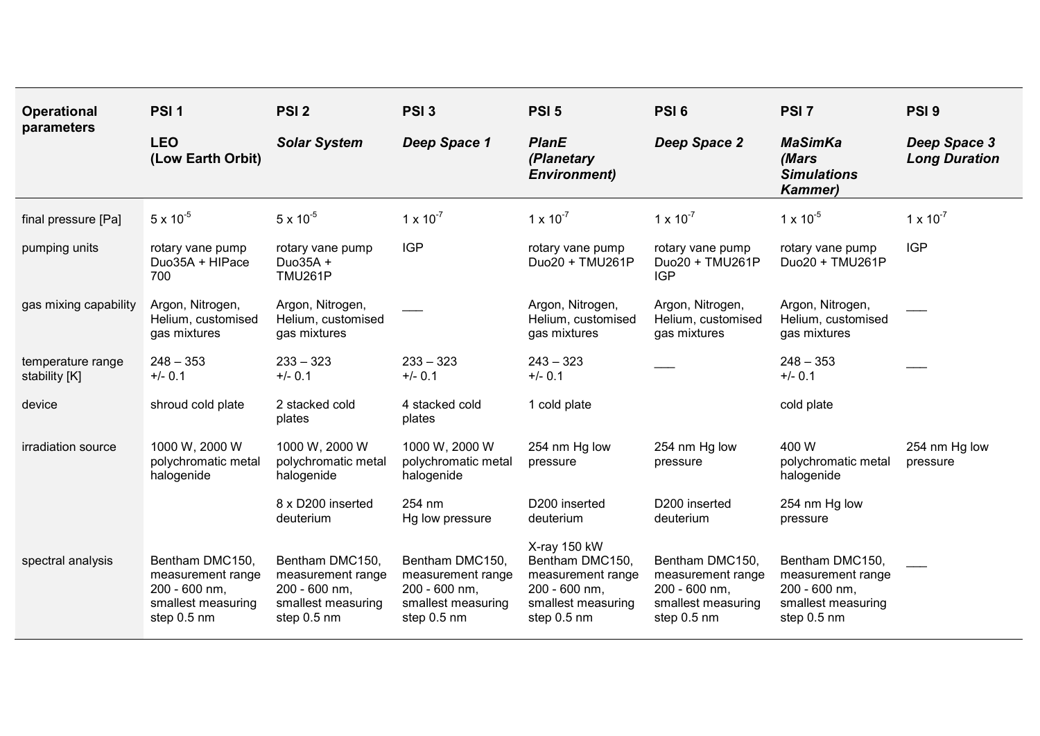| **Operational parameters** | **PSI 1**<br>**LEO (Low Earth Orbit)** | **PSI 2**<br>***Solar System*** | **PSI 3**<br>***Deep Space 1*** | **PSI 5**<br>***PlanE (Planetary Environment)*** | **PSI 6**<br>***Deep Space 2*** | **PSI 7**<br>***MaSimKa (Mars Simulations Kammer)*** | **PSI 9**<br>***Deep Space 3 Long Duration*** |
|---|---|---|---|---|---|---|---|
| final pressure [Pa] | $5 \times 10^{-5}$ | $5 \times 10^{-5}$ | $1 \times 10^{-7}$ | $1 \times 10^{-7}$ | $1 \times 10^{-7}$ | $1 \times 10^{-5}$ | $1 \times 10^{-7}$ |
| pumping units | rotary vane pump Duo35A + HIPace 700 | rotary vane pump Duo35A + TMU261P | IGP | rotary vane pump Duo20 + TMU261P | rotary vane pump Duo20 + TMU261P IGP | rotary vane pump Duo20 + TMU261P | IGP |
| gas mixing capability | Argon, Nitrogen, Helium, customised gas mixtures | Argon, Nitrogen, Helium, customised gas mixtures | ___ | Argon, Nitrogen, Helium, customised gas mixtures | Argon, Nitrogen, Helium, customised gas mixtures | Argon, Nitrogen, Helium, customised gas mixtures | ___ |
| temperature range stability [K] | 248 – 353<br>+/- 0.1 | 233 – 323<br>+/- 0.1 | 233 – 323<br>+/- 0.1 | 243 – 323<br>+/- 0.1 | ___ | 248 – 353<br>+/- 0.1 | ___ |
| device | shroud cold plate | 2 stacked cold plates | 4 stacked cold plates | 1 cold plate | | cold plate | |
| irradiation source | 1000 W, 2000 W polychromatic metal halogenide | 1000 W, 2000 W polychromatic metal halogenide | 1000 W, 2000 W polychromatic metal halogenide | 254 nm Hg low pressure | 254 nm Hg low pressure | 400 W polychromatic metal halogenide | 254 nm Hg low pressure |
| | | 8 x D200 inserted deuterium | 254 nm Hg low pressure | D200 inserted deuterium | D200 inserted deuterium | 254 nm Hg low pressure | |
| | | | | X-ray 150 kW | | | |
| spectral analysis | Bentham DMC150, measurement range 200 - 600 nm, smallest measuring step 0.5 nm | Bentham DMC150, measurement range 200 - 600 nm, smallest measuring step 0.5 nm | Bentham DMC150, measurement range 200 - 600 nm, smallest measuring step 0.5 nm | Bentham DMC150, measurement range 200 - 600 nm, smallest measuring step 0.5 nm | Bentham DMC150, measurement range 200 - 600 nm, smallest measuring step 0.5 nm | Bentham DMC150, measurement range 200 - 600 nm, smallest measuring step 0.5 nm | ___ |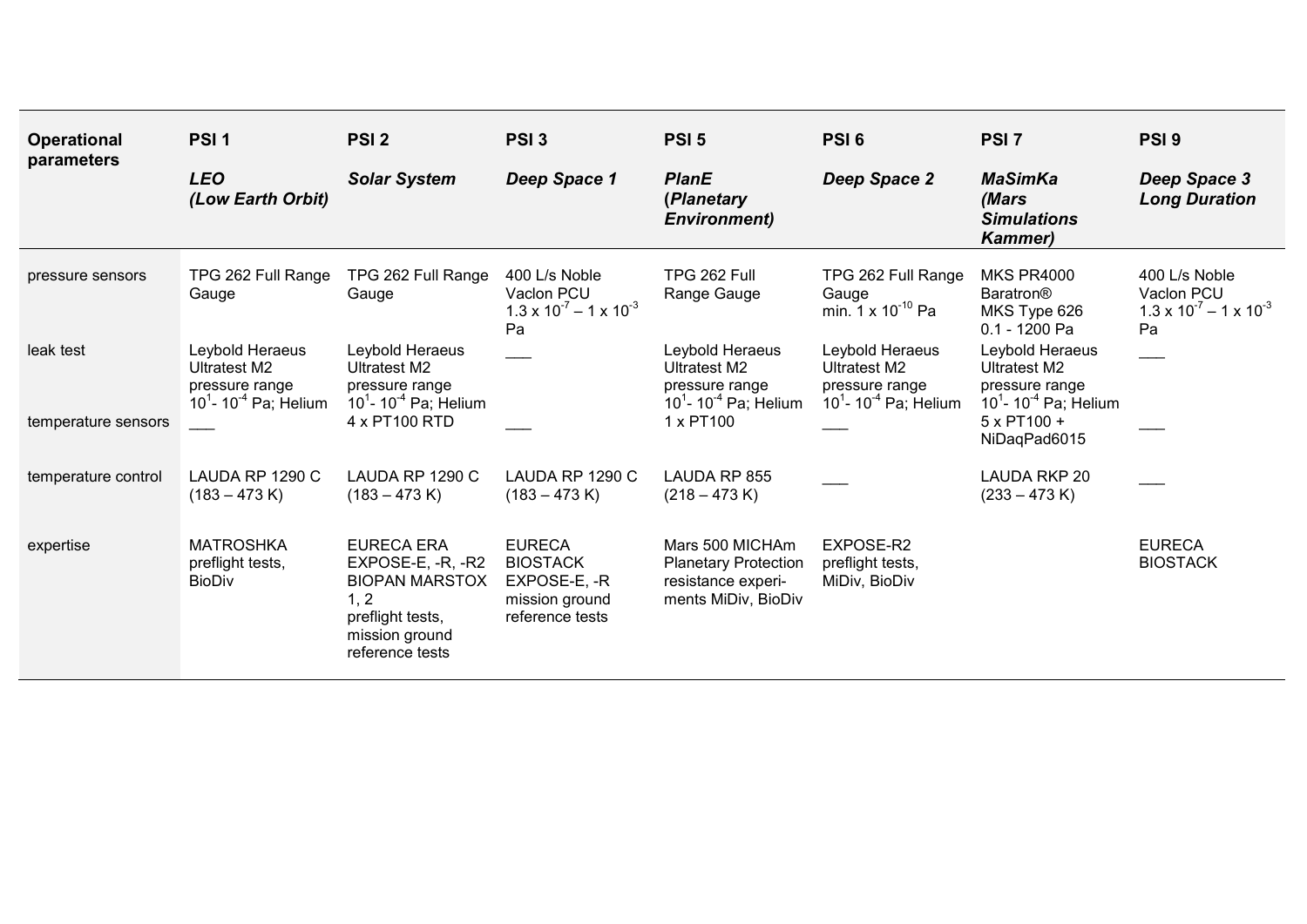| **Operational parameters** | **PSI 1** *LEO (Low Earth Orbit)* | **PSI 2** *Solar System* | **PSI 3** *Deep Space 1* | **PSI 5** *PlanE (Planetary Environment)* | **PSI 6** *Deep Space 2* | **PSI 7** *MaSimKa (Mars Simulations Kammer)* | **PSI 9** *Deep Space 3 Long Duration* |
|---|---|---|---|---|---|---|---|
| pressure sensors | TPG 262 Full Range Gauge | TPG 262 Full Range Gauge | 400 L/s Noble Vaclon PCU $1.3 \times 10^{-7} - 1 \times 10^{-3}$ Pa | TPG 262 Full Range Gauge | TPG 262 Full Range Gauge min. $1 \times 10^{-10}$ Pa | MKS PR4000 Baratron® MKS Type 626 0.1 - 1200 Pa | 400 L/s Noble Vaclon PCU $1.3 \times 10^{-7} - 1 \times 10^{-3}$ Pa |
| leak test | Leybold Heraeus Ultratest M2 pressure range $10^{1}$- $10^{-4}$ Pa; Helium | Leybold Heraeus Ultratest M2 pressure range $10^{1}$- $10^{-4}$ Pa; Helium | ___ | Leybold Heraeus Ultratest M2 pressure range $10^{1}$- $10^{-4}$ Pa; Helium | Leybold Heraeus Ultratest M2 pressure range $10^{1}$- $10^{-4}$ Pa; Helium | Leybold Heraeus Ultratest M2 pressure range $10^{1}$- $10^{-4}$ Pa; Helium | ___ |
| temperature sensors | ___ | 4 x PT100 RTD | ___ | 1 x PT100 | ___ | 5 x PT100 + NiDaqPad6015 | ___ |
| temperature control | LAUDA RP 1290 C (183 – 473 K) | LAUDA RP 1290 C (183 – 473 K) | LAUDA RP 1290 C (183 – 473 K) | LAUDA RP 855 (218 – 473 K) | ___ | LAUDA RKP 20 (233 – 473 K) | ___ |
| expertise | MATROSHKA preflight tests, BioDiv | EURECA ERA EXPOSE-E, -R, -R2 BIOPAN MARSTOX 1, 2 preflight tests, mission ground reference tests | EURECA BIOSTACK EXPOSE-E, -R mission ground reference tests | Mars 500 MICHAm Planetary Protection resistance experi-ments MiDiv, BioDiv | EXPOSE-R2 preflight tests, MiDiv, BioDiv | | EURECA BIOSTACK |